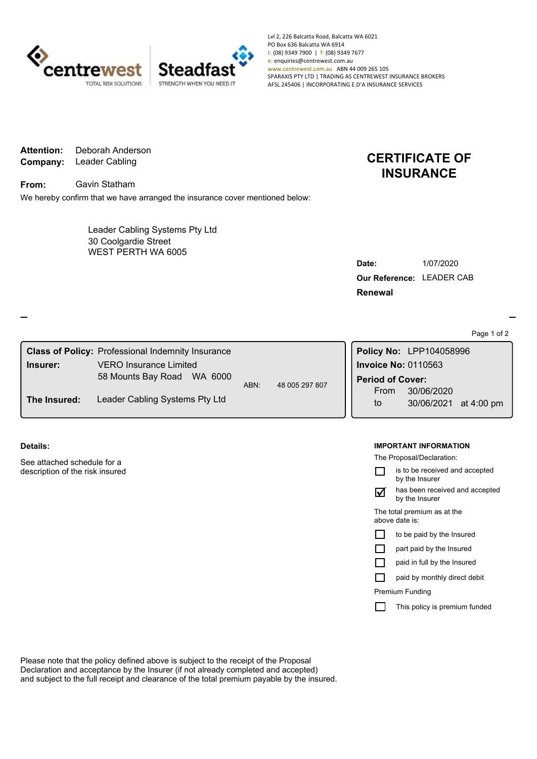centrewest TOTAL RISK SOLUTIONS | Steadfast STRENGTH WHEN YOU NEED IT

Lvl 2, 226 Balcatta Road, Balcatta WA 6021
PO Box 636 Balcatta WA 6914
t: (08) 9349 7900 | f: (08) 9349 7677
e: enquiries@centrewest.com.au
www.centrewest.com.au ABN 44 009 265 105
SPARAXIS PTY LTD | TRADING AS CENTREWEST INSURANCE BROKERS
AFSL 245406 | INCORPORATING E.D'A INSURANCE SERVICES

**Attention:** Deborah Anderson
**Company:** Leader Cabling

# CERTIFICATE OF INSURANCE

**From:** Gavin Statham

We hereby confirm that we have arranged the insurance cover mentioned below:

Leader Cabling Systems Pty Ltd
30 Coolgardie Street
WEST PERTH WA 6005

**Date:** 1/07/2020
**Our Reference:** LEADER CAB
**Renewal**

**Class of Policy:** Professional Indemnity Insurance
**Insurer:** VERO Insurance Limited
58 Mounts Bay Road WA 6000 ABN: 48 005 297 807
**The Insured:** Leader Cabling Systems Pty Ltd

**Policy No:** LPP104058996
**Invoice No:** 0110563
**Period of Cover:**
From 30/06/2020
to 30/06/2021 at 4:00 pm

**Details:**

See attached schedule for a description of the risk insured

**IMPORTANT INFORMATION**

The Proposal/Declaration:

- ☐ is to be received and accepted by the Insurer
- ☑ has been received and accepted by the Insurer

The total premium as at the above date is:

- ☐ to be paid by the Insured
- ☐ part paid by the Insured
- ☐ paid in full by the Insured
- ☐ paid by monthly direct debit

Premium Funding

- ☐ This policy is premium funded

Please note that the policy defined above is subject to the receipt of the Proposal Declaration and acceptance by the Insurer (if not already completed and accepted) and subject to the full receipt and clearance of the total premium payable by the insured.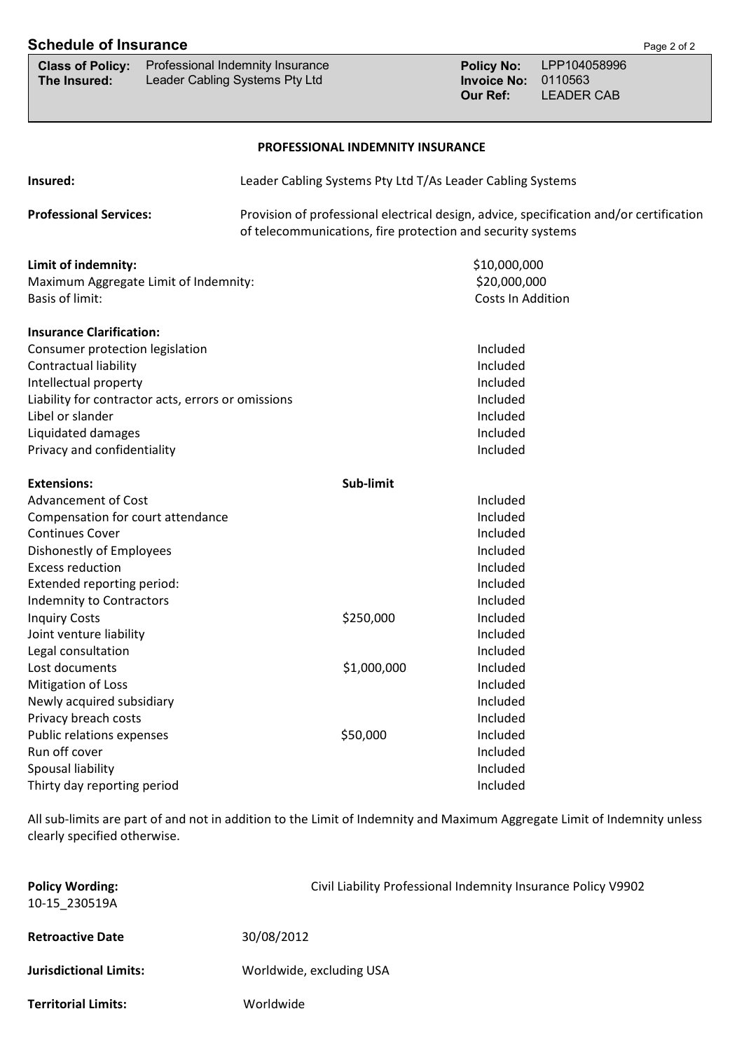# Schedule of Insurance

| | | | |
|---|---|---|---|
| **Class of Policy:** | Professional Indemnity Insurance | **Policy No:** | LPP104058996 |
| **The Insured:** | Leader Cabling Systems Pty Ltd | **Invoice No:** | 0110563 |
| | | **Our Ref:** | LEADER CAB |

## PROFESSIONAL INDEMNITY INSURANCE

| | |
|---|---|
| **Insured:** | Leader Cabling Systems Pty Ltd T/As Leader Cabling Systems |
| **Professional Services:** | Provision of professional electrical design, advice, specification and/or certification of telecommunications, fire protection and security systems |

| | |
|---|---|
| **Limit of indemnity:** | $10,000,000 |
| Maximum Aggregate Limit of Indemnity: | $20,000,000 |
| Basis of limit: | Costs In Addition |

| **Insurance Clarification:** | |
|---|---|
| Consumer protection legislation | Included |
| Contractual liability | Included |
| Intellectual property | Included |
| Liability for contractor acts, errors or omissions | Included |
| Libel or slander | Included |
| Liquidated damages | Included |
| Privacy and confidentiality | Included |

| **Extensions:** | **Sub-limit** | |
|---|---|---|
| Advancement of Cost | | Included |
| Compensation for court attendance | | Included |
| Continues Cover | | Included |
| Dishonestly of Employees | | Included |
| Excess reduction | | Included |
| Extended reporting period: | | Included |
| Indemnity to Contractors | | Included |
| Inquiry Costs | $250,000 | Included |
| Joint venture liability | | Included |
| Legal consultation | | Included |
| Lost documents | $1,000,000 | Included |
| Mitigation of Loss | | Included |
| Newly acquired subsidiary | | Included |
| Privacy breach costs | | Included |
| Public relations expenses | $50,000 | Included |
| Run off cover | | Included |
| Spousal liability | | Included |
| Thirty day reporting period | | Included |

All sub-limits are part of and not in addition to the Limit of Indemnity and Maximum Aggregate Limit of Indemnity unless clearly specified otherwise.

| | |
|---|---|
| **Policy Wording:** 10-15_230519A | Civil Liability Professional Indemnity Insurance Policy V9902 |
| **Retroactive Date** | 30/08/2012 |
| **Jurisdictional Limits:** | Worldwide, excluding USA |
| **Territorial Limits:** | Worldwide |